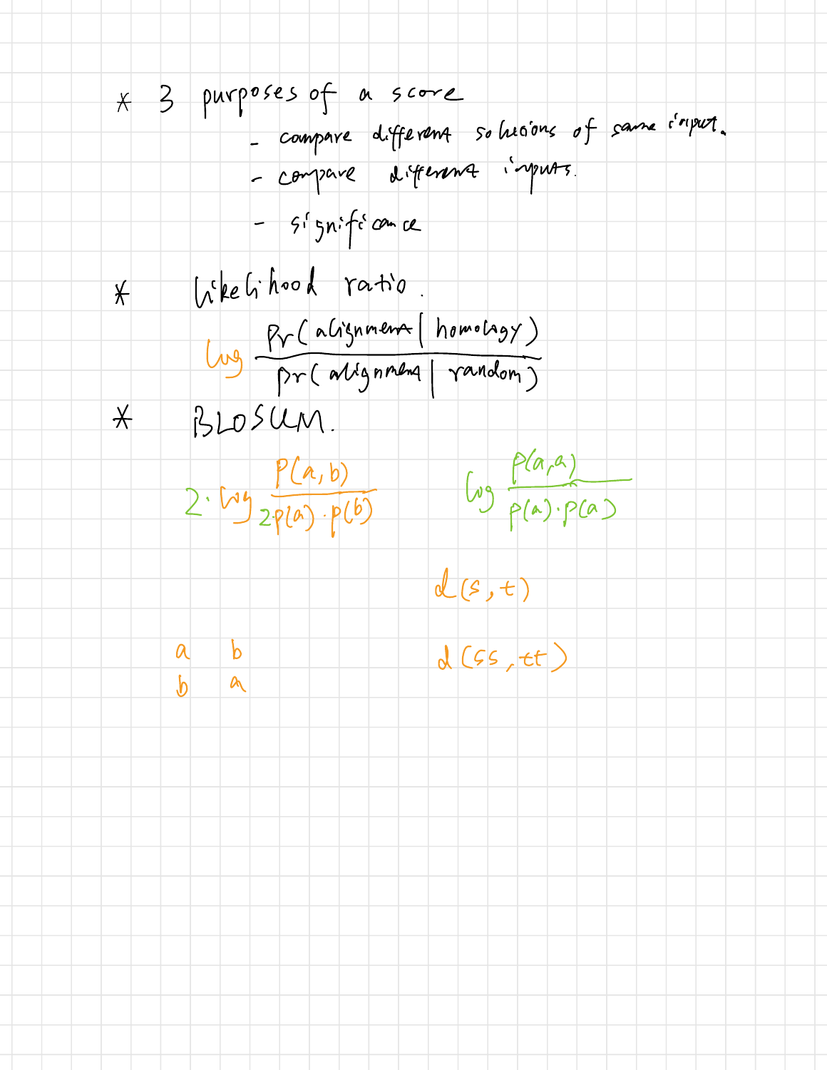* 3 purposes of a score
  - compare different solutions of same input.
  - compare different inputs.
  - significance

* likelihood ratio.

$$\log \frac{Pr(\text{alignment} \mid \text{homology})}{Pr(\text{alignment} \mid \text{random})}$$

* BLOSUM.

$$2 \cdot \log \frac{P(a,b)}{2 \cdot p(a) \cdot p(b)} \qquad \log \frac{p(a,a)}{p(a) \cdot p(a)}$$

$d(s,t)$

a b
b a

$d(ss, tt)$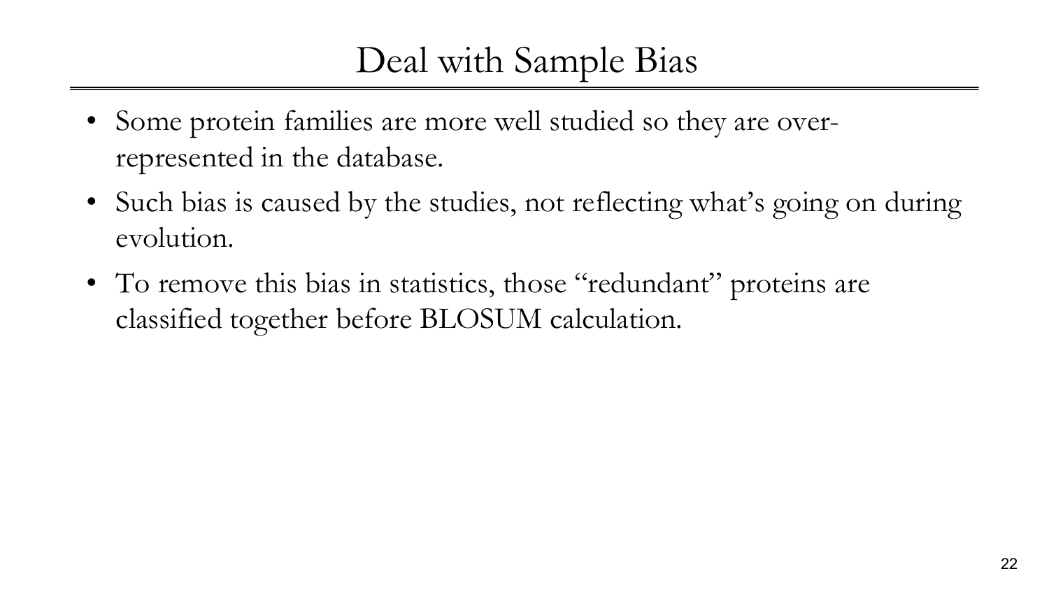# Deal with Sample Bias

- Some protein families are more well studied so they are over-represented in the database.
- Such bias is caused by the studies, not reflecting what's going on during evolution.
- To remove this bias in statistics, those "redundant" proteins are classified together before BLOSUM calculation.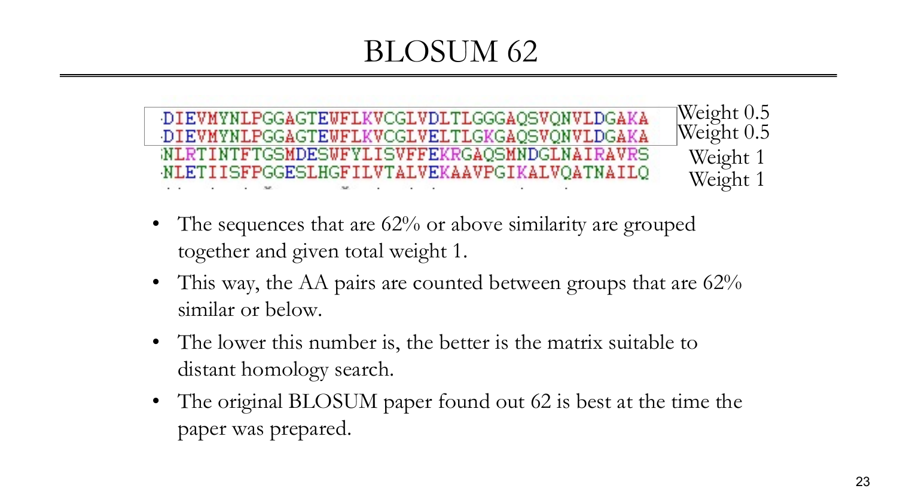# BLOSUM 62

```
DIEVMYNLPGGAGTEWFLKVCGLVDLTLGGGAQSVQNVLDGAKA   Weight 0.5
DIEVMYNLPGGAGTEWFLKVCGLVELTLGKGAQSVQNVLDGAKA   Weight 0.5
NLRTINTFTGSMDESWFYLISVFFEKRGAQSMNDGLNAIRAVRS   Weight 1
NLETIISFPGGESLHGFILVTALVEKAAVPGIKALVQATNAILQ   Weight 1
```

- The sequences that are 62% or above similarity are grouped together and given total weight 1.
- This way, the AA pairs are counted between groups that are 62% similar or below.
- The lower this number is, the better is the matrix suitable to distant homology search.
- The original BLOSUM paper found out 62 is best at the time the paper was prepared.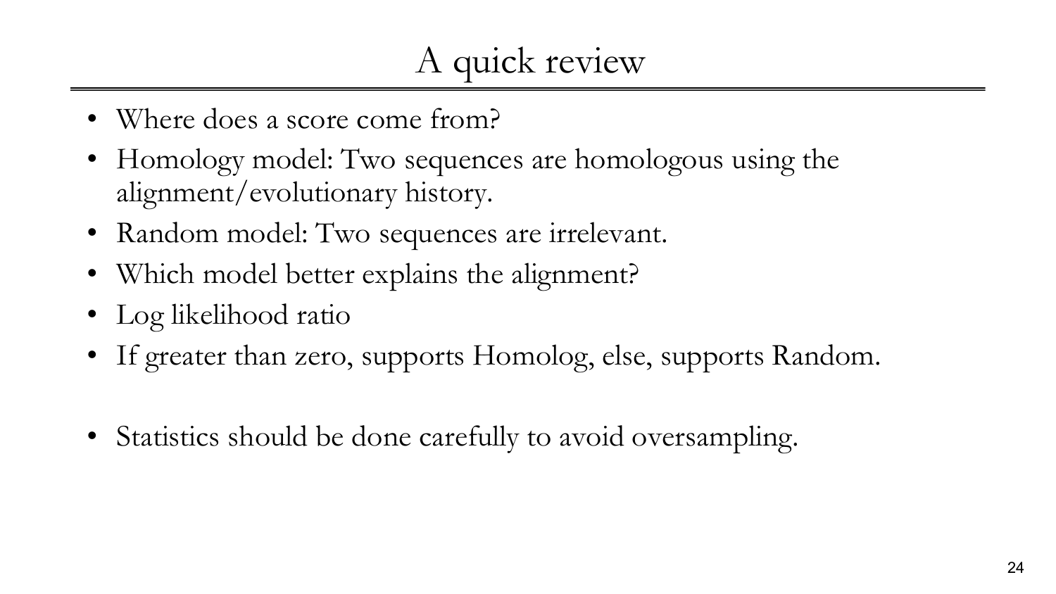# A quick review

- Where does a score come from?
- Homology model: Two sequences are homologous using the alignment/evolutionary history.
- Random model: Two sequences are irrelevant.
- Which model better explains the alignment?
- Log likelihood ratio
- If greater than zero, supports Homolog, else, supports Random.

- Statistics should be done carefully to avoid oversampling.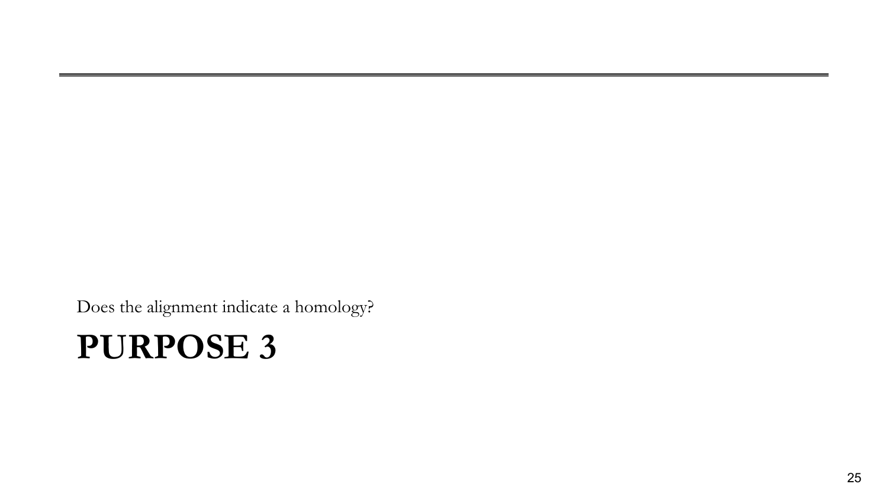Does the alignment indicate a homology?

# PURPOSE 3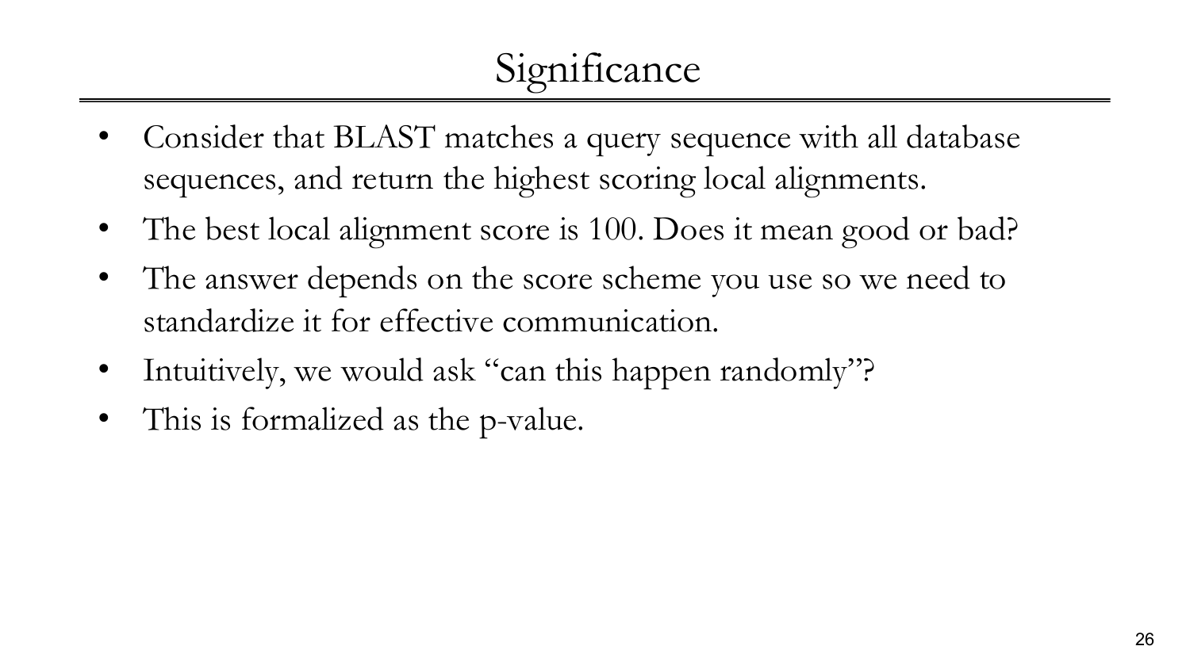# Significance

- Consider that BLAST matches a query sequence with all database sequences, and return the highest scoring local alignments.
- The best local alignment score is 100. Does it mean good or bad?
- The answer depends on the score scheme you use so we need to standardize it for effective communication.
- Intuitively, we would ask "can this happen randomly"?
- This is formalized as the p-value.